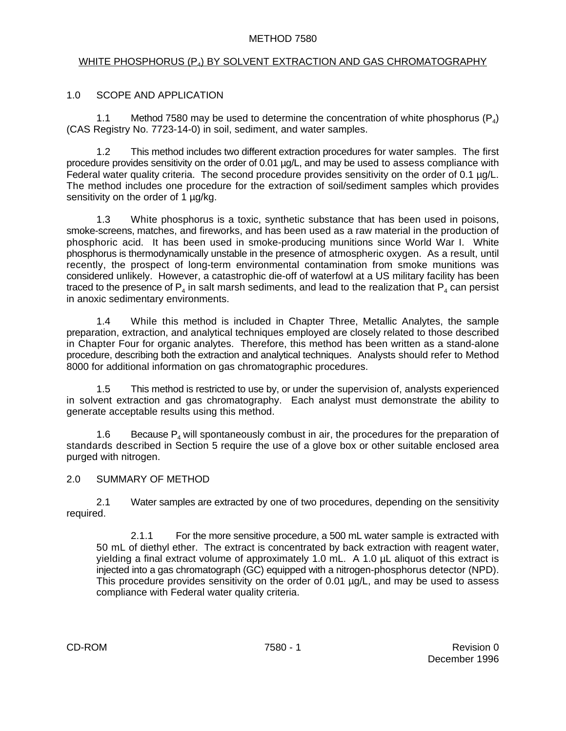# METHOD 7580

## WHITE PHOSPHORUS ($P_4$) BY SOLVENT EXTRACTION AND GAS CHROMATOGRAPHY

## 1.0 SCOPE AND APPLICATION

1.1 Method 7580 may be used to determine the concentration of white phosphorus ($P_4$) (CAS Registry No. 7723-14-0) in soil, sediment, and water samples.

1.2 This method includes two different extraction procedures for water samples. The first procedure provides sensitivity on the order of 0.01 µg/L, and may be used to assess compliance with Federal water quality criteria. The second procedure provides sensitivity on the order of 0.1 µg/L. The method includes one procedure for the extraction of soil/sediment samples which provides sensitivity on the order of 1 µg/kg.

1.3 White phosphorus is a toxic, synthetic substance that has been used in poisons, smoke-screens, matches, and fireworks, and has been used as a raw material in the production of phosphoric acid. It has been used in smoke-producing munitions since World War I. White phosphorus is thermodynamically unstable in the presence of atmospheric oxygen. As a result, until recently, the prospect of long-term environmental contamination from smoke munitions was considered unlikely. However, a catastrophic die-off of waterfowl at a US military facility has been traced to the presence of $P_4$ in salt marsh sediments, and lead to the realization that $P_4$ can persist in anoxic sedimentary environments.

1.4 While this method is included in Chapter Three, Metallic Analytes, the sample preparation, extraction, and analytical techniques employed are closely related to those described in Chapter Four for organic analytes. Therefore, this method has been written as a stand-alone procedure, describing both the extraction and analytical techniques. Analysts should refer to Method 8000 for additional information on gas chromatographic procedures.

1.5 This method is restricted to use by, or under the supervision of, analysts experienced in solvent extraction and gas chromatography. Each analyst must demonstrate the ability to generate acceptable results using this method.

1.6 Because $P_4$ will spontaneously combust in air, the procedures for the preparation of standards described in Section 5 require the use of a glove box or other suitable enclosed area purged with nitrogen.

## 2.0 SUMMARY OF METHOD

2.1 Water samples are extracted by one of two procedures, depending on the sensitivity required.

2.1.1 For the more sensitive procedure, a 500 mL water sample is extracted with 50 mL of diethyl ether. The extract is concentrated by back extraction with reagent water, yielding a final extract volume of approximately 1.0 mL. A 1.0 µL aliquot of this extract is injected into a gas chromatograph (GC) equipped with a nitrogen-phosphorus detector (NPD). This procedure provides sensitivity on the order of 0.01 µg/L, and may be used to assess compliance with Federal water quality criteria.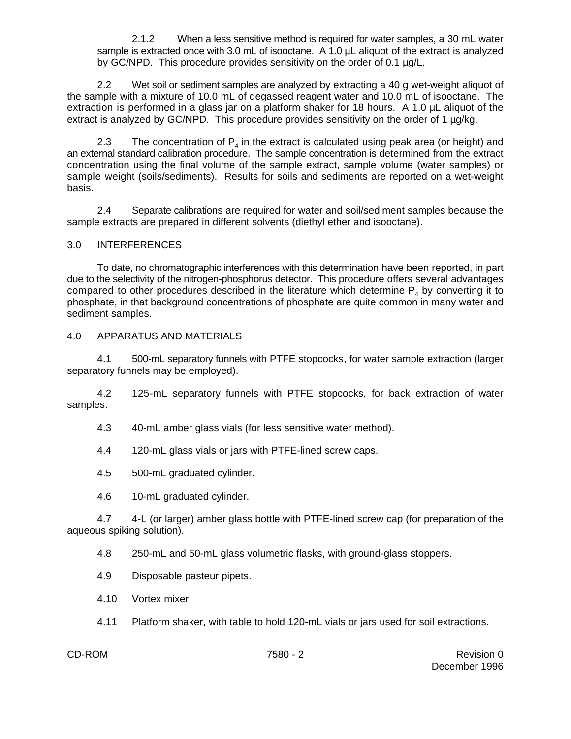2.1.2 When a less sensitive method is required for water samples, a 30 mL water sample is extracted once with 3.0 mL of isooctane. A 1.0 µL aliquot of the extract is analyzed by GC/NPD. This procedure provides sensitivity on the order of 0.1 µg/L.

2.2 Wet soil or sediment samples are analyzed by extracting a 40 g wet-weight aliquot of the sample with a mixture of 10.0 mL of degassed reagent water and 10.0 mL of isooctane. The extraction is performed in a glass jar on a platform shaker for 18 hours. A 1.0 µL aliquot of the extract is analyzed by GC/NPD. This procedure provides sensitivity on the order of 1 µg/kg.

2.3 The concentration of $P_4$ in the extract is calculated using peak area (or height) and an external standard calibration procedure. The sample concentration is determined from the extract concentration using the final volume of the sample extract, sample volume (water samples) or sample weight (soils/sediments). Results for soils and sediments are reported on a wet-weight basis.

2.4 Separate calibrations are required for water and soil/sediment samples because the sample extracts are prepared in different solvents (diethyl ether and isooctane).

## 3.0 INTERFERENCES

To date, no chromatographic interferences with this determination have been reported, in part due to the selectivity of the nitrogen-phosphorus detector. This procedure offers several advantages compared to other procedures described in the literature which determine $P_4$ by converting it to phosphate, in that background concentrations of phosphate are quite common in many water and sediment samples.

## 4.0 APPARATUS AND MATERIALS

4.1 500-mL separatory funnels with PTFE stopcocks, for water sample extraction (larger separatory funnels may be employed).

4.2 125-mL separatory funnels with PTFE stopcocks, for back extraction of water samples.

4.3 40-mL amber glass vials (for less sensitive water method).

4.4 120-mL glass vials or jars with PTFE-lined screw caps.

4.5 500-mL graduated cylinder.

4.6 10-mL graduated cylinder.

4.7 4-L (or larger) amber glass bottle with PTFE-lined screw cap (for preparation of the aqueous spiking solution).

4.8 250-mL and 50-mL glass volumetric flasks, with ground-glass stoppers.

4.9 Disposable pasteur pipets.

4.10 Vortex mixer.

4.11 Platform shaker, with table to hold 120-mL vials or jars used for soil extractions.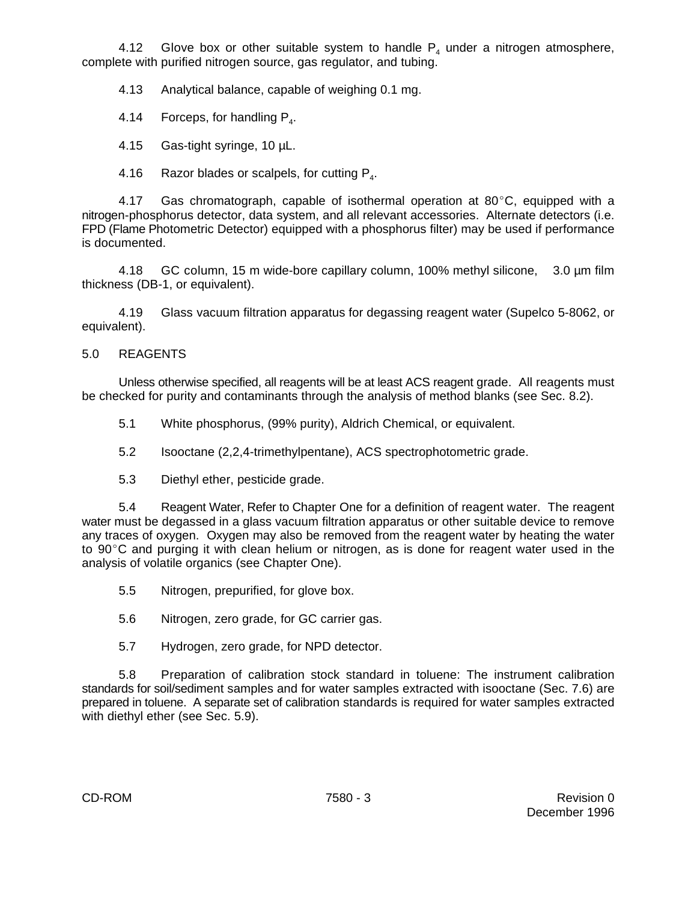4.12 Glove box or other suitable system to handle $P_4$ under a nitrogen atmosphere, complete with purified nitrogen source, gas regulator, and tubing.

4.13 Analytical balance, capable of weighing 0.1 mg.

4.14 Forceps, for handling $P_4$.

4.15 Gas-tight syringe, 10 µL.

4.16 Razor blades or scalpels, for cutting $P_4$.

4.17 Gas chromatograph, capable of isothermal operation at 80°C, equipped with a nitrogen-phosphorus detector, data system, and all relevant accessories. Alternate detectors (i.e. FPD (Flame Photometric Detector) equipped with a phosphorus filter) may be used if performance is documented.

4.18 GC column, 15 m wide-bore capillary column, 100% methyl silicone, 3.0 µm film thickness (DB-1, or equivalent).

4.19 Glass vacuum filtration apparatus for degassing reagent water (Supelco 5-8062, or equivalent).

## 5.0 REAGENTS

Unless otherwise specified, all reagents will be at least ACS reagent grade. All reagents must be checked for purity and contaminants through the analysis of method blanks (see Sec. 8.2).

5.1 White phosphorus, (99% purity), Aldrich Chemical, or equivalent.

5.2 Isooctane (2,2,4-trimethylpentane), ACS spectrophotometric grade.

5.3 Diethyl ether, pesticide grade.

5.4 Reagent Water, Refer to Chapter One for a definition of reagent water. The reagent water must be degassed in a glass vacuum filtration apparatus or other suitable device to remove any traces of oxygen. Oxygen may also be removed from the reagent water by heating the water to 90°C and purging it with clean helium or nitrogen, as is done for reagent water used in the analysis of volatile organics (see Chapter One).

5.5 Nitrogen, prepurified, for glove box.

5.6 Nitrogen, zero grade, for GC carrier gas.

5.7 Hydrogen, zero grade, for NPD detector.

5.8 Preparation of calibration stock standard in toluene: The instrument calibration standards for soil/sediment samples and for water samples extracted with isooctane (Sec. 7.6) are prepared in toluene. A separate set of calibration standards is required for water samples extracted with diethyl ether (see Sec. 5.9).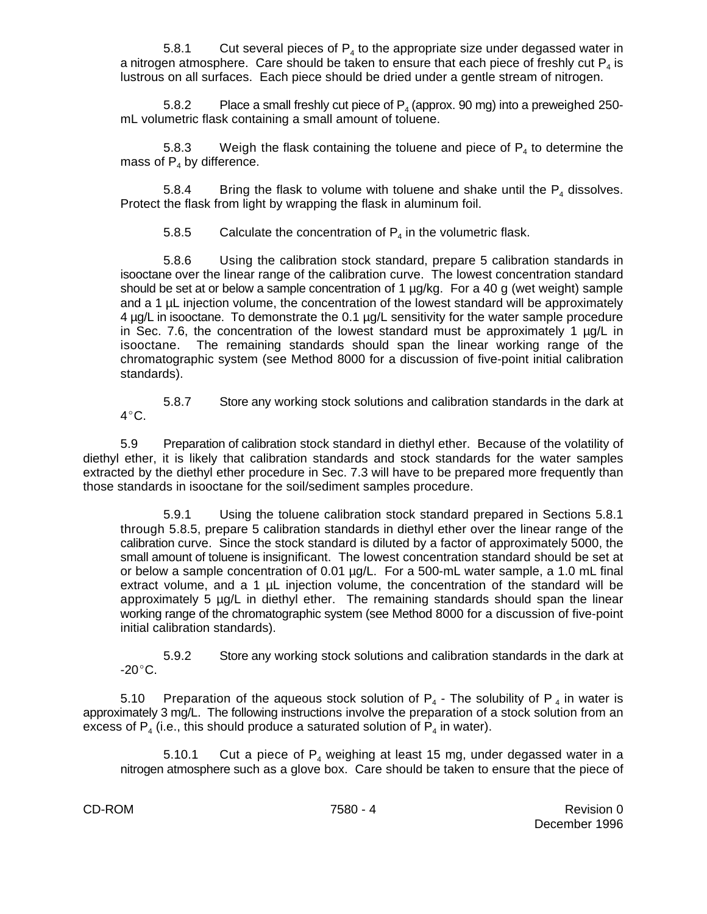5.8.1 Cut several pieces of $P_4$ to the appropriate size under degassed water in a nitrogen atmosphere. Care should be taken to ensure that each piece of freshly cut $P_4$ is lustrous on all surfaces. Each piece should be dried under a gentle stream of nitrogen.

5.8.2 Place a small freshly cut piece of $P_4$ (approx. 90 mg) into a preweighed 250-mL volumetric flask containing a small amount of toluene.

5.8.3 Weigh the flask containing the toluene and piece of $P_4$ to determine the mass of $P_4$ by difference.

5.8.4 Bring the flask to volume with toluene and shake until the $P_4$ dissolves. Protect the flask from light by wrapping the flask in aluminum foil.

5.8.5 Calculate the concentration of $P_4$ in the volumetric flask.

5.8.6 Using the calibration stock standard, prepare 5 calibration standards in isooctane over the linear range of the calibration curve. The lowest concentration standard should be set at or below a sample concentration of 1 µg/kg. For a 40 g (wet weight) sample and a 1 µL injection volume, the concentration of the lowest standard will be approximately 4 µg/L in isooctane. To demonstrate the 0.1 µg/L sensitivity for the water sample procedure in Sec. 7.6, the concentration of the lowest standard must be approximately 1 µg/L in isooctane. The remaining standards should span the linear working range of the chromatographic system (see Method 8000 for a discussion of five-point initial calibration standards).

5.8.7 Store any working stock solutions and calibration standards in the dark at 4°C.

5.9 Preparation of calibration stock standard in diethyl ether. Because of the volatility of diethyl ether, it is likely that calibration standards and stock standards for the water samples extracted by the diethyl ether procedure in Sec. 7.3 will have to be prepared more frequently than those standards in isooctane for the soil/sediment samples procedure.

5.9.1 Using the toluene calibration stock standard prepared in Sections 5.8.1 through 5.8.5, prepare 5 calibration standards in diethyl ether over the linear range of the calibration curve. Since the stock standard is diluted by a factor of approximately 5000, the small amount of toluene is insignificant. The lowest concentration standard should be set at or below a sample concentration of 0.01 µg/L. For a 500-mL water sample, a 1.0 mL final extract volume, and a 1 µL injection volume, the concentration of the standard will be approximately 5 µg/L in diethyl ether. The remaining standards should span the linear working range of the chromatographic system (see Method 8000 for a discussion of five-point initial calibration standards).

5.9.2 Store any working stock solutions and calibration standards in the dark at -20°C.

5.10 Preparation of the aqueous stock solution of $P_4$ - The solubility of $P_4$ in water is approximately 3 mg/L. The following instructions involve the preparation of a stock solution from an excess of $P_4$ (i.e., this should produce a saturated solution of $P_4$ in water).

5.10.1 Cut a piece of $P_4$ weighing at least 15 mg, under degassed water in a nitrogen atmosphere such as a glove box. Care should be taken to ensure that the piece of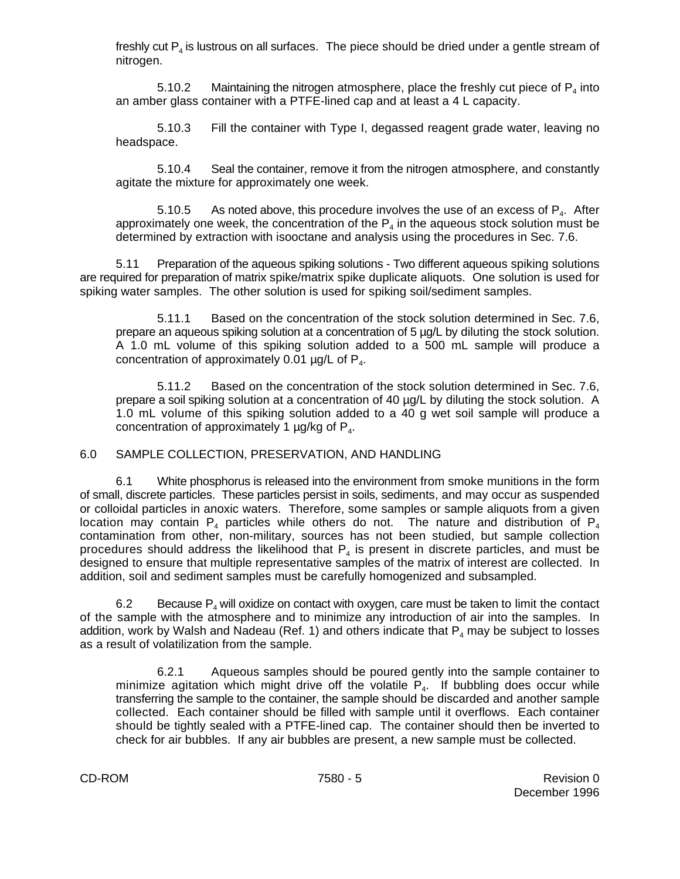freshly cut $P_4$ is lustrous on all surfaces. The piece should be dried under a gentle stream of nitrogen.

5.10.2 Maintaining the nitrogen atmosphere, place the freshly cut piece of $P_4$ into an amber glass container with a PTFE-lined cap and at least a 4 L capacity.

5.10.3 Fill the container with Type I, degassed reagent grade water, leaving no headspace.

5.10.4 Seal the container, remove it from the nitrogen atmosphere, and constantly agitate the mixture for approximately one week.

5.10.5 As noted above, this procedure involves the use of an excess of $P_4$. After approximately one week, the concentration of the $P_4$ in the aqueous stock solution must be determined by extraction with isooctane and analysis using the procedures in Sec. 7.6.

5.11 Preparation of the aqueous spiking solutions - Two different aqueous spiking solutions are required for preparation of matrix spike/matrix spike duplicate aliquots. One solution is used for spiking water samples. The other solution is used for spiking soil/sediment samples.

5.11.1 Based on the concentration of the stock solution determined in Sec. 7.6, prepare an aqueous spiking solution at a concentration of 5 µg/L by diluting the stock solution. A 1.0 mL volume of this spiking solution added to a 500 mL sample will produce a concentration of approximately 0.01 µg/L of $P_4$.

5.11.2 Based on the concentration of the stock solution determined in Sec. 7.6, prepare a soil spiking solution at a concentration of 40 µg/L by diluting the stock solution. A 1.0 mL volume of this spiking solution added to a 40 g wet soil sample will produce a concentration of approximately 1 µg/kg of $P_4$.

## 6.0 SAMPLE COLLECTION, PRESERVATION, AND HANDLING

6.1 White phosphorus is released into the environment from smoke munitions in the form of small, discrete particles. These particles persist in soils, sediments, and may occur as suspended or colloidal particles in anoxic waters. Therefore, some samples or sample aliquots from a given location may contain $P_4$ particles while others do not. The nature and distribution of $P_4$ contamination from other, non-military, sources has not been studied, but sample collection procedures should address the likelihood that $P_4$ is present in discrete particles, and must be designed to ensure that multiple representative samples of the matrix of interest are collected. In addition, soil and sediment samples must be carefully homogenized and subsampled.

6.2 Because $P_4$ will oxidize on contact with oxygen, care must be taken to limit the contact of the sample with the atmosphere and to minimize any introduction of air into the samples. In addition, work by Walsh and Nadeau (Ref. 1) and others indicate that $P_4$ may be subject to losses as a result of volatilization from the sample.

6.2.1 Aqueous samples should be poured gently into the sample container to minimize agitation which might drive off the volatile $P_4$. If bubbling does occur while transferring the sample to the container, the sample should be discarded and another sample collected. Each container should be filled with sample until it overflows. Each container should be tightly sealed with a PTFE-lined cap. The container should then be inverted to check for air bubbles. If any air bubbles are present, a new sample must be collected.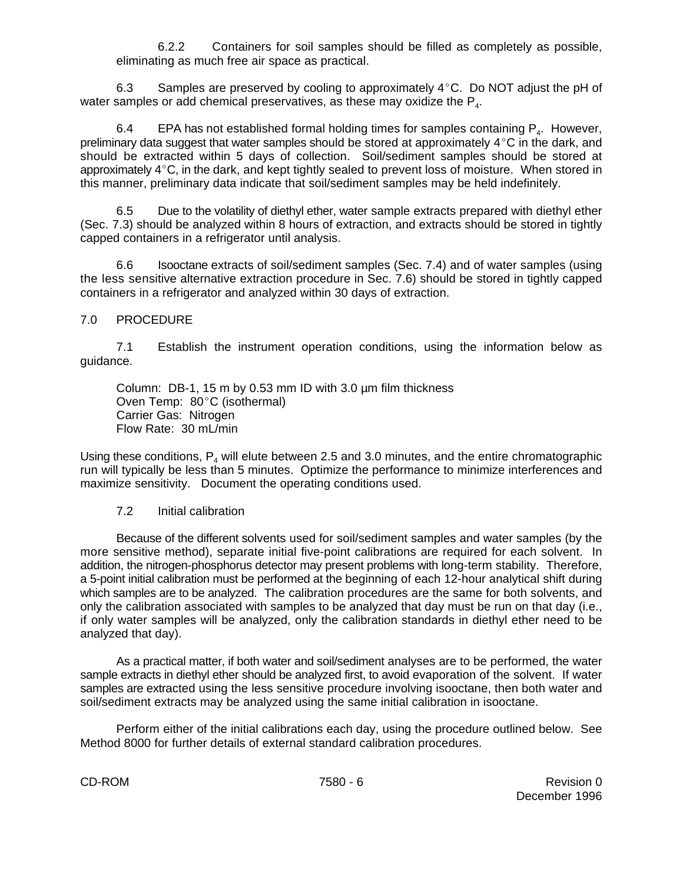6.2.2 Containers for soil samples should be filled as completely as possible, eliminating as much free air space as practical.

6.3 Samples are preserved by cooling to approximately 4°C. Do NOT adjust the pH of water samples or add chemical preservatives, as these may oxidize the $P_4$.

6.4 EPA has not established formal holding times for samples containing $P_4$. However, preliminary data suggest that water samples should be stored at approximately 4°C in the dark, and should be extracted within 5 days of collection. Soil/sediment samples should be stored at approximately 4°C, in the dark, and kept tightly sealed to prevent loss of moisture. When stored in this manner, preliminary data indicate that soil/sediment samples may be held indefinitely.

6.5 Due to the volatility of diethyl ether, water sample extracts prepared with diethyl ether (Sec. 7.3) should be analyzed within 8 hours of extraction, and extracts should be stored in tightly capped containers in a refrigerator until analysis.

6.6 Isooctane extracts of soil/sediment samples (Sec. 7.4) and of water samples (using the less sensitive alternative extraction procedure in Sec. 7.6) should be stored in tightly capped containers in a refrigerator and analyzed within 30 days of extraction.

## 7.0 PROCEDURE

7.1 Establish the instrument operation conditions, using the information below as guidance.

Column: DB-1, 15 m by 0.53 mm ID with 3.0 µm film thickness
Oven Temp: 80°C (isothermal)
Carrier Gas: Nitrogen
Flow Rate: 30 mL/min

Using these conditions, $P_4$ will elute between 2.5 and 3.0 minutes, and the entire chromatographic run will typically be less than 5 minutes. Optimize the performance to minimize interferences and maximize sensitivity. Document the operating conditions used.

7.2 Initial calibration

Because of the different solvents used for soil/sediment samples and water samples (by the more sensitive method), separate initial five-point calibrations are required for each solvent. In addition, the nitrogen-phosphorus detector may present problems with long-term stability. Therefore, a 5-point initial calibration must be performed at the beginning of each 12-hour analytical shift during which samples are to be analyzed. The calibration procedures are the same for both solvents, and only the calibration associated with samples to be analyzed that day must be run on that day (i.e., if only water samples will be analyzed, only the calibration standards in diethyl ether need to be analyzed that day).

As a practical matter, if both water and soil/sediment analyses are to be performed, the water sample extracts in diethyl ether should be analyzed first, to avoid evaporation of the solvent. If water samples are extracted using the less sensitive procedure involving isooctane, then both water and soil/sediment extracts may be analyzed using the same initial calibration in isooctane.

Perform either of the initial calibrations each day, using the procedure outlined below. See Method 8000 for further details of external standard calibration procedures.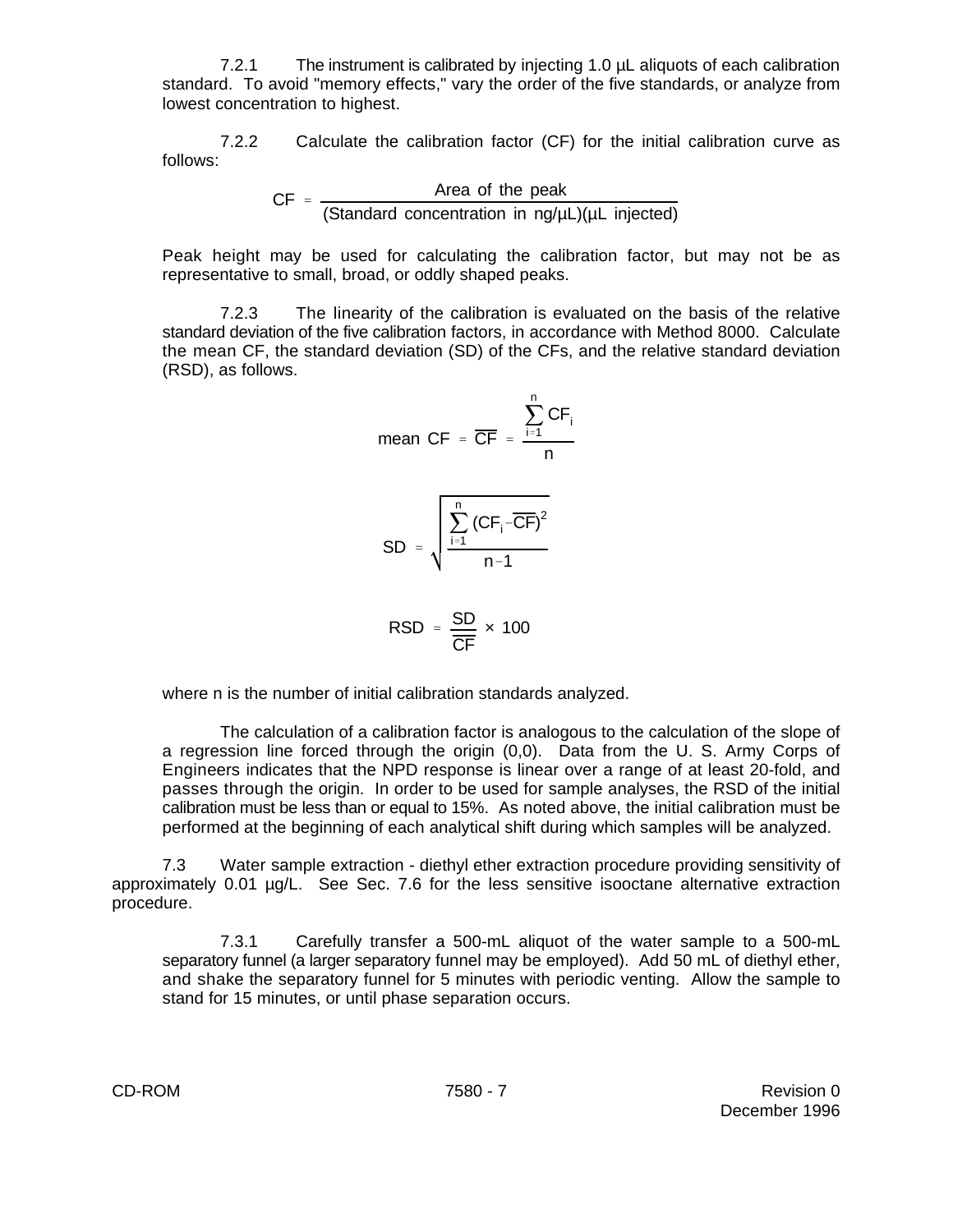7.2.1 The instrument is calibrated by injecting 1.0 µL aliquots of each calibration standard. To avoid "memory effects," vary the order of the five standards, or analyze from lowest concentration to highest.

7.2.2 Calculate the calibration factor (CF) for the initial calibration curve as follows:

$$CF = \frac{\text{Area of the peak}}{(\text{Standard concentration in ng/µL})(\text{µL injected})}$$

Peak height may be used for calculating the calibration factor, but may not be as representative to small, broad, or oddly shaped peaks.

7.2.3 The linearity of the calibration is evaluated on the basis of the relative standard deviation of the five calibration factors, in accordance with Method 8000. Calculate the mean CF, the standard deviation (SD) of the CFs, and the relative standard deviation (RSD), as follows.

$$\text{mean CF} = \overline{CF} = \frac{\sum_{i=1}^{n} CF_i}{n}$$

$$SD = \sqrt{\frac{\sum_{i=1}^{n} (CF_i - \overline{CF})^2}{n-1}}$$

$$RSD = \frac{SD}{\overline{CF}} \times 100$$

where n is the number of initial calibration standards analyzed.

The calculation of a calibration factor is analogous to the calculation of the slope of a regression line forced through the origin (0,0). Data from the U. S. Army Corps of Engineers indicates that the NPD response is linear over a range of at least 20-fold, and passes through the origin. In order to be used for sample analyses, the RSD of the initial calibration must be less than or equal to 15%. As noted above, the initial calibration must be performed at the beginning of each analytical shift during which samples will be analyzed.

7.3 Water sample extraction - diethyl ether extraction procedure providing sensitivity of approximately 0.01 µg/L. See Sec. 7.6 for the less sensitive isooctane alternative extraction procedure.

7.3.1 Carefully transfer a 500-mL aliquot of the water sample to a 500-mL separatory funnel (a larger separatory funnel may be employed). Add 50 mL of diethyl ether, and shake the separatory funnel for 5 minutes with periodic venting. Allow the sample to stand for 15 minutes, or until phase separation occurs.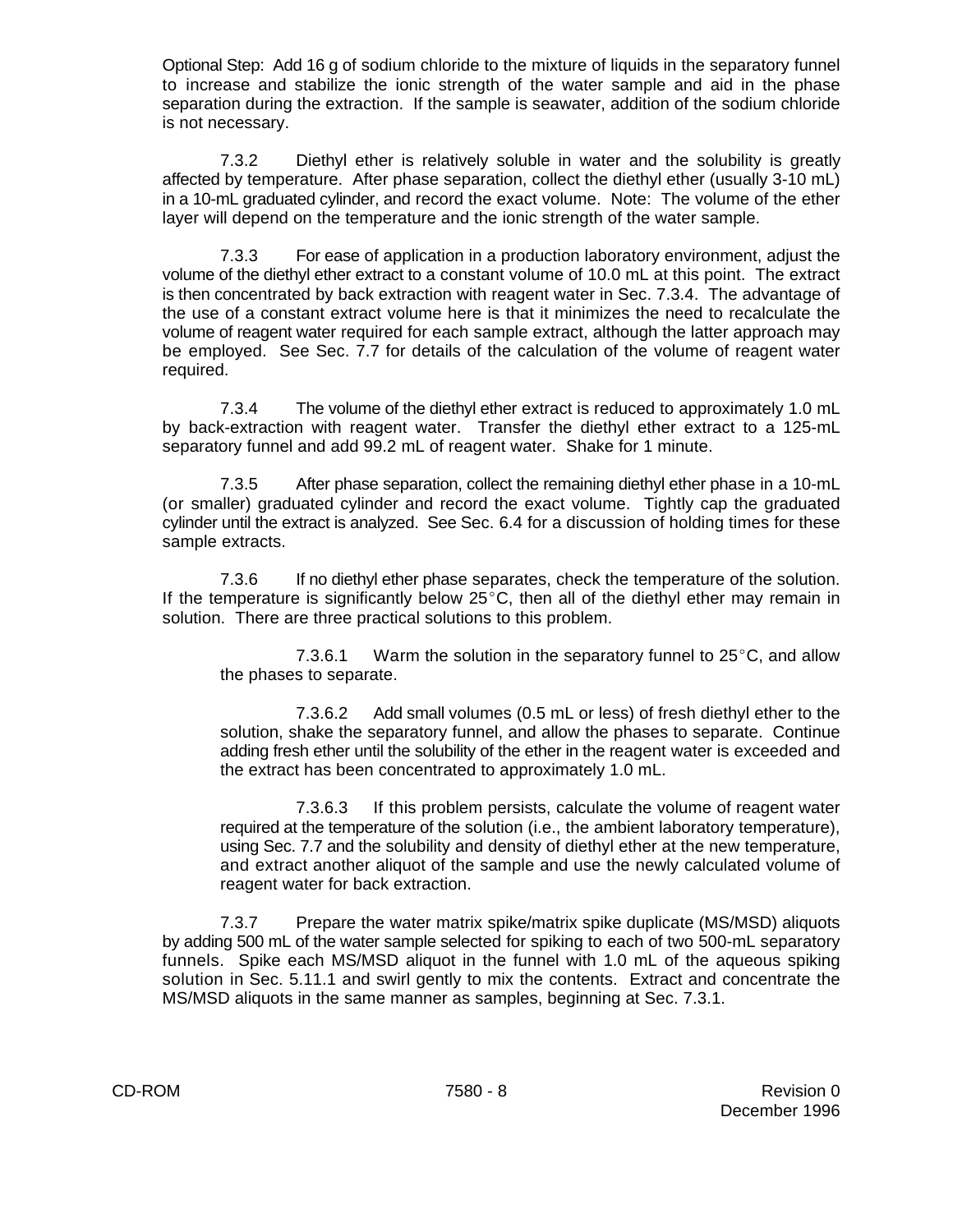Optional Step: Add 16 g of sodium chloride to the mixture of liquids in the separatory funnel to increase and stabilize the ionic strength of the water sample and aid in the phase separation during the extraction. If the sample is seawater, addition of the sodium chloride is not necessary.

7.3.2 Diethyl ether is relatively soluble in water and the solubility is greatly affected by temperature. After phase separation, collect the diethyl ether (usually 3-10 mL) in a 10-mL graduated cylinder, and record the exact volume. Note: The volume of the ether layer will depend on the temperature and the ionic strength of the water sample.

7.3.3 For ease of application in a production laboratory environment, adjust the volume of the diethyl ether extract to a constant volume of 10.0 mL at this point. The extract is then concentrated by back extraction with reagent water in Sec. 7.3.4. The advantage of the use of a constant extract volume here is that it minimizes the need to recalculate the volume of reagent water required for each sample extract, although the latter approach may be employed. See Sec. 7.7 for details of the calculation of the volume of reagent water required.

7.3.4 The volume of the diethyl ether extract is reduced to approximately 1.0 mL by back-extraction with reagent water. Transfer the diethyl ether extract to a 125-mL separatory funnel and add 99.2 mL of reagent water. Shake for 1 minute.

7.3.5 After phase separation, collect the remaining diethyl ether phase in a 10-mL (or smaller) graduated cylinder and record the exact volume. Tightly cap the graduated cylinder until the extract is analyzed. See Sec. 6.4 for a discussion of holding times for these sample extracts.

7.3.6 If no diethyl ether phase separates, check the temperature of the solution. If the temperature is significantly below 25°C, then all of the diethyl ether may remain in solution. There are three practical solutions to this problem.

7.3.6.1 Warm the solution in the separatory funnel to 25°C, and allow the phases to separate.

7.3.6.2 Add small volumes (0.5 mL or less) of fresh diethyl ether to the solution, shake the separatory funnel, and allow the phases to separate. Continue adding fresh ether until the solubility of the ether in the reagent water is exceeded and the extract has been concentrated to approximately 1.0 mL.

7.3.6.3 If this problem persists, calculate the volume of reagent water required at the temperature of the solution (i.e., the ambient laboratory temperature), using Sec. 7.7 and the solubility and density of diethyl ether at the new temperature, and extract another aliquot of the sample and use the newly calculated volume of reagent water for back extraction.

7.3.7 Prepare the water matrix spike/matrix spike duplicate (MS/MSD) aliquots by adding 500 mL of the water sample selected for spiking to each of two 500-mL separatory funnels. Spike each MS/MSD aliquot in the funnel with 1.0 mL of the aqueous spiking solution in Sec. 5.11.1 and swirl gently to mix the contents. Extract and concentrate the MS/MSD aliquots in the same manner as samples, beginning at Sec. 7.3.1.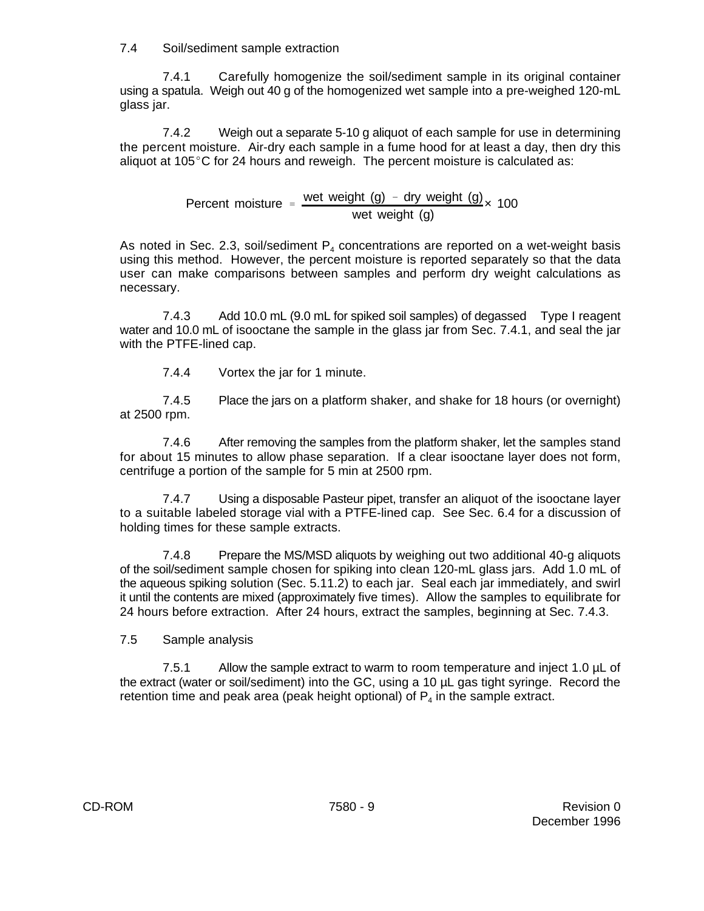7.4 Soil/sediment sample extraction

7.4.1 Carefully homogenize the soil/sediment sample in its original container using a spatula. Weigh out 40 g of the homogenized wet sample into a pre-weighed 120-mL glass jar.

7.4.2 Weigh out a separate 5-10 g aliquot of each sample for use in determining the percent moisture. Air-dry each sample in a fume hood for at least a day, then dry this aliquot at 105°C for 24 hours and reweigh. The percent moisture is calculated as:

$$\text{Percent moisture} = \frac{\text{wet weight (g)} - \text{dry weight (g)}}{\text{wet weight (g)}} \times 100$$

As noted in Sec. 2.3, soil/sediment $P_4$ concentrations are reported on a wet-weight basis using this method. However, the percent moisture is reported separately so that the data user can make comparisons between samples and perform dry weight calculations as necessary.

7.4.3 Add 10.0 mL (9.0 mL for spiked soil samples) of degassed Type I reagent water and 10.0 mL of isooctane the sample in the glass jar from Sec. 7.4.1, and seal the jar with the PTFE-lined cap.

7.4.4 Vortex the jar for 1 minute.

7.4.5 Place the jars on a platform shaker, and shake for 18 hours (or overnight) at 2500 rpm.

7.4.6 After removing the samples from the platform shaker, let the samples stand for about 15 minutes to allow phase separation. If a clear isooctane layer does not form, centrifuge a portion of the sample for 5 min at 2500 rpm.

7.4.7 Using a disposable Pasteur pipet, transfer an aliquot of the isooctane layer to a suitable labeled storage vial with a PTFE-lined cap. See Sec. 6.4 for a discussion of holding times for these sample extracts.

7.4.8 Prepare the MS/MSD aliquots by weighing out two additional 40-g aliquots of the soil/sediment sample chosen for spiking into clean 120-mL glass jars. Add 1.0 mL of the aqueous spiking solution (Sec. 5.11.2) to each jar. Seal each jar immediately, and swirl it until the contents are mixed (approximately five times). Allow the samples to equilibrate for 24 hours before extraction. After 24 hours, extract the samples, beginning at Sec. 7.4.3.

7.5 Sample analysis

7.5.1 Allow the sample extract to warm to room temperature and inject 1.0 µL of the extract (water or soil/sediment) into the GC, using a 10 µL gas tight syringe. Record the retention time and peak area (peak height optional) of $P_4$ in the sample extract.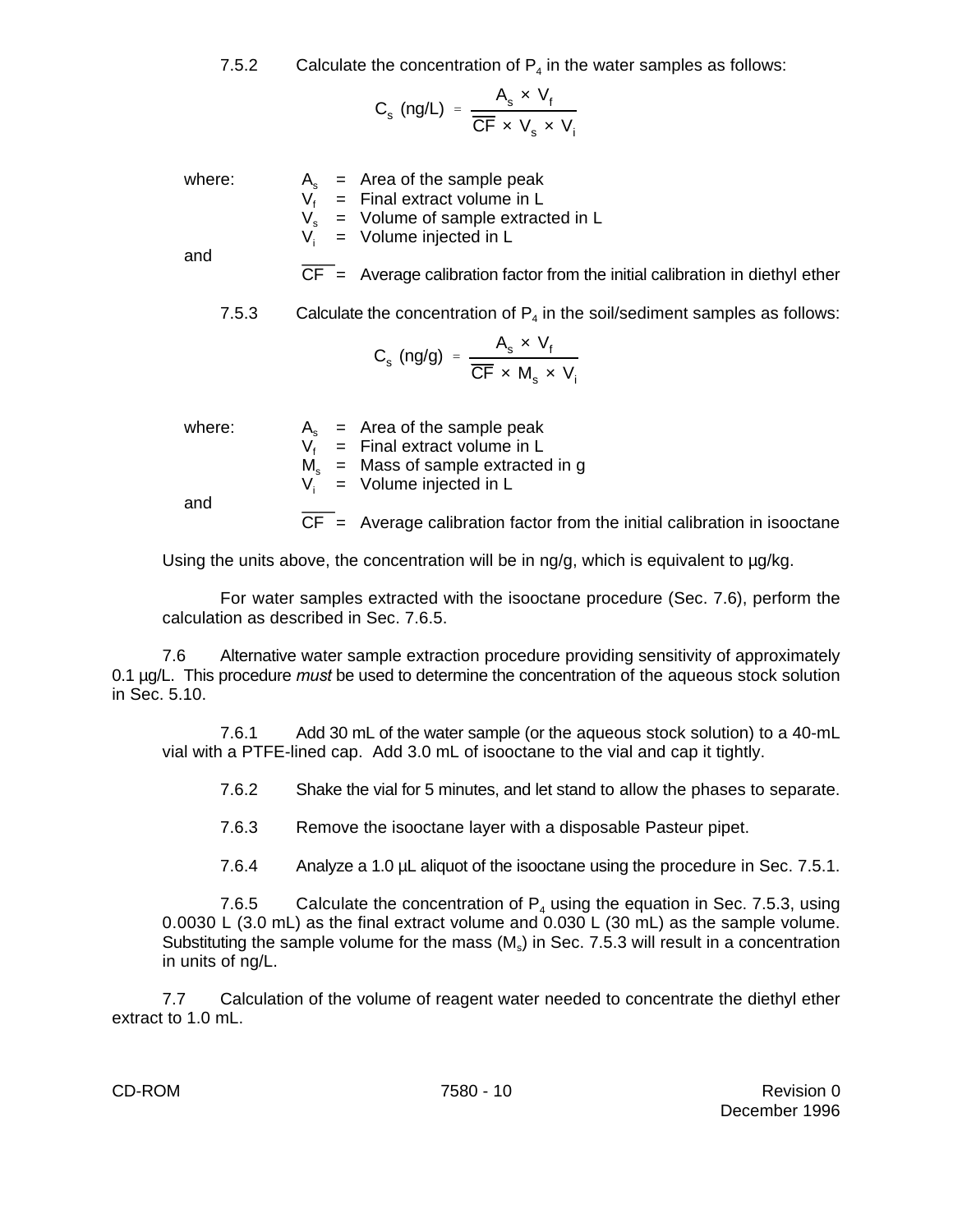7.5.2 Calculate the concentration of $P_4$ in the water samples as follows:

$$C_s \text{ (ng/L)} = \frac{A_s \times V_f}{\overline{CF} \times V_s \times V_i}$$

where:

$A_s$ = Area of the sample peak
$V_f$ = Final extract volume in L
$V_s$ = Volume of sample extracted in L
$V_i$ = Volume injected in L

and

$\overline{CF}$ = Average calibration factor from the initial calibration in diethyl ether

7.5.3 Calculate the concentration of $P_4$ in the soil/sediment samples as follows:

$$C_s \text{ (ng/g)} = \frac{A_s \times V_f}{\overline{CF} \times M_s \times V_i}$$

where:

$A_s$ = Area of the sample peak
$V_f$ = Final extract volume in L
$M_s$ = Mass of sample extracted in g
$V_i$ = Volume injected in L

and

$\overline{CF}$ = Average calibration factor from the initial calibration in isooctane

Using the units above, the concentration will be in ng/g, which is equivalent to µg/kg.

For water samples extracted with the isooctane procedure (Sec. 7.6), perform the calculation as described in Sec. 7.6.5.

7.6 Alternative water sample extraction procedure providing sensitivity of approximately 0.1 µg/L. This procedure *must* be used to determine the concentration of the aqueous stock solution in Sec. 5.10.

7.6.1 Add 30 mL of the water sample (or the aqueous stock solution) to a 40-mL vial with a PTFE-lined cap. Add 3.0 mL of isooctane to the vial and cap it tightly.

7.6.2 Shake the vial for 5 minutes, and let stand to allow the phases to separate.

7.6.3 Remove the isooctane layer with a disposable Pasteur pipet.

7.6.4 Analyze a 1.0 µL aliquot of the isooctane using the procedure in Sec. 7.5.1.

7.6.5 Calculate the concentration of $P_4$ using the equation in Sec. 7.5.3, using 0.0030 L (3.0 mL) as the final extract volume and 0.030 L (30 mL) as the sample volume. Substituting the sample volume for the mass ($M_s$) in Sec. 7.5.3 will result in a concentration in units of ng/L.

7.7 Calculation of the volume of reagent water needed to concentrate the diethyl ether extract to 1.0 mL.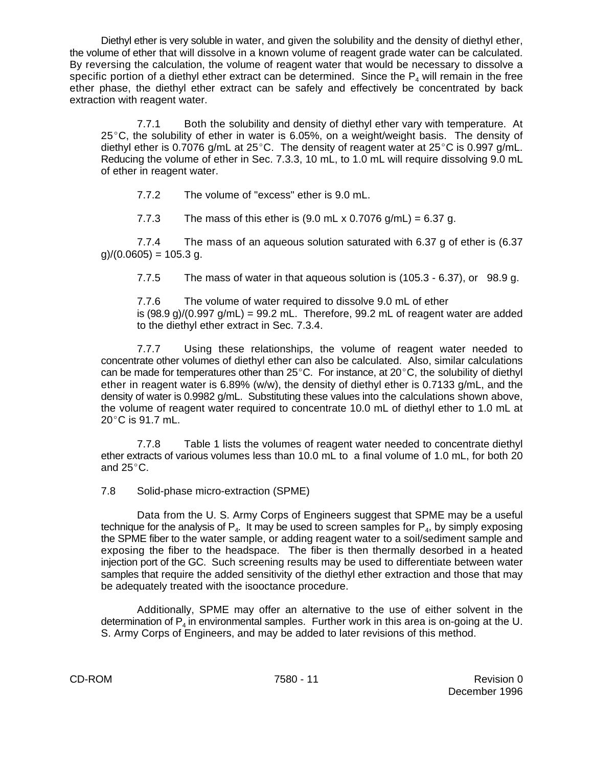Diethyl ether is very soluble in water, and given the solubility and the density of diethyl ether, the volume of ether that will dissolve in a known volume of reagent grade water can be calculated. By reversing the calculation, the volume of reagent water that would be necessary to dissolve a specific portion of a diethyl ether extract can be determined. Since the $P_4$ will remain in the free ether phase, the diethyl ether extract can be safely and effectively be concentrated by back extraction with reagent water.

7.7.1 Both the solubility and density of diethyl ether vary with temperature. At 25°C, the solubility of ether in water is 6.05%, on a weight/weight basis. The density of diethyl ether is 0.7076 g/mL at 25°C. The density of reagent water at 25°C is 0.997 g/mL. Reducing the volume of ether in Sec. 7.3.3, 10 mL, to 1.0 mL will require dissolving 9.0 mL of ether in reagent water.

7.7.2 The volume of "excess" ether is 9.0 mL.

7.7.3 The mass of this ether is (9.0 mL x 0.7076 g/mL) = 6.37 g.

7.7.4 The mass of an aqueous solution saturated with 6.37 g of ether is (6.37 g)/(0.0605) = 105.3 g.

7.7.5 The mass of water in that aqueous solution is (105.3 - 6.37), or 98.9 g.

7.7.6 The volume of water required to dissolve 9.0 mL of ether is (98.9 g)/(0.997 g/mL) = 99.2 mL. Therefore, 99.2 mL of reagent water are added to the diethyl ether extract in Sec. 7.3.4.

7.7.7 Using these relationships, the volume of reagent water needed to concentrate other volumes of diethyl ether can also be calculated. Also, similar calculations can be made for temperatures other than 25°C. For instance, at 20°C, the solubility of diethyl ether in reagent water is 6.89% (w/w), the density of diethyl ether is 0.7133 g/mL, and the density of water is 0.9982 g/mL. Substituting these values into the calculations shown above, the volume of reagent water required to concentrate 10.0 mL of diethyl ether to 1.0 mL at 20°C is 91.7 mL.

7.7.8 Table 1 lists the volumes of reagent water needed to concentrate diethyl ether extracts of various volumes less than 10.0 mL to a final volume of 1.0 mL, for both 20 and 25°C.

7.8 Solid-phase micro-extraction (SPME)

Data from the U. S. Army Corps of Engineers suggest that SPME may be a useful technique for the analysis of $P_4$. It may be used to screen samples for $P_4$, by simply exposing the SPME fiber to the water sample, or adding reagent water to a soil/sediment sample and exposing the fiber to the headspace. The fiber is then thermally desorbed in a heated injection port of the GC. Such screening results may be used to differentiate between water samples that require the added sensitivity of the diethyl ether extraction and those that may be adequately treated with the isooctance procedure.

Additionally, SPME may offer an alternative to the use of either solvent in the determination of $P_4$ in environmental samples. Further work in this area is on-going at the U. S. Army Corps of Engineers, and may be added to later revisions of this method.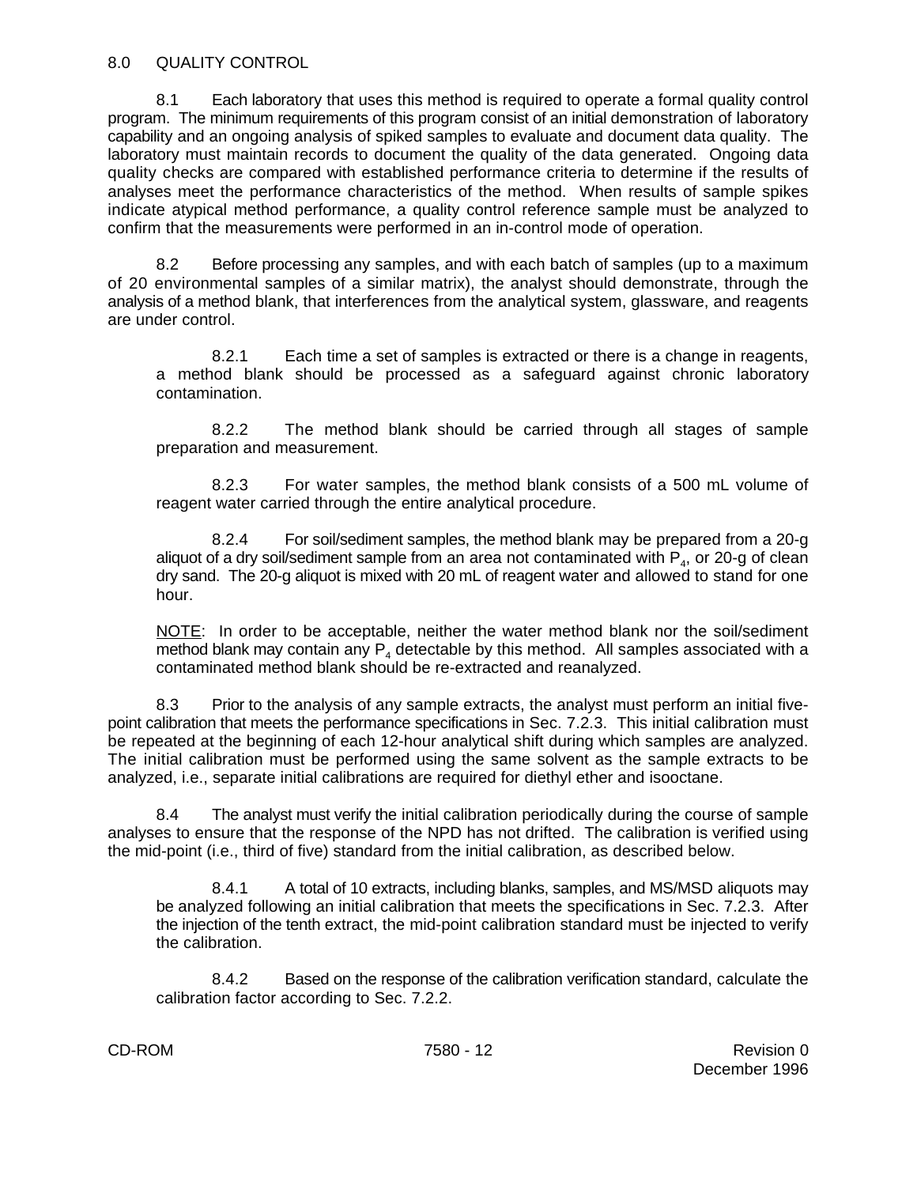## 8.0 QUALITY CONTROL

8.1 Each laboratory that uses this method is required to operate a formal quality control program. The minimum requirements of this program consist of an initial demonstration of laboratory capability and an ongoing analysis of spiked samples to evaluate and document data quality. The laboratory must maintain records to document the quality of the data generated. Ongoing data quality checks are compared with established performance criteria to determine if the results of analyses meet the performance characteristics of the method. When results of sample spikes indicate atypical method performance, a quality control reference sample must be analyzed to confirm that the measurements were performed in an in-control mode of operation.

8.2 Before processing any samples, and with each batch of samples (up to a maximum of 20 environmental samples of a similar matrix), the analyst should demonstrate, through the analysis of a method blank, that interferences from the analytical system, glassware, and reagents are under control.

8.2.1 Each time a set of samples is extracted or there is a change in reagents, a method blank should be processed as a safeguard against chronic laboratory contamination.

8.2.2 The method blank should be carried through all stages of sample preparation and measurement.

8.2.3 For water samples, the method blank consists of a 500 mL volume of reagent water carried through the entire analytical procedure.

8.2.4 For soil/sediment samples, the method blank may be prepared from a 20-g aliquot of a dry soil/sediment sample from an area not contaminated with $P_4$, or 20-g of clean dry sand. The 20-g aliquot is mixed with 20 mL of reagent water and allowed to stand for one hour.

NOTE: In order to be acceptable, neither the water method blank nor the soil/sediment method blank may contain any $P_4$ detectable by this method. All samples associated with a contaminated method blank should be re-extracted and reanalyzed.

8.3 Prior to the analysis of any sample extracts, the analyst must perform an initial five-point calibration that meets the performance specifications in Sec. 7.2.3. This initial calibration must be repeated at the beginning of each 12-hour analytical shift during which samples are analyzed. The initial calibration must be performed using the same solvent as the sample extracts to be analyzed, i.e., separate initial calibrations are required for diethyl ether and isooctane.

8.4 The analyst must verify the initial calibration periodically during the course of sample analyses to ensure that the response of the NPD has not drifted. The calibration is verified using the mid-point (i.e., third of five) standard from the initial calibration, as described below.

8.4.1 A total of 10 extracts, including blanks, samples, and MS/MSD aliquots may be analyzed following an initial calibration that meets the specifications in Sec. 7.2.3. After the injection of the tenth extract, the mid-point calibration standard must be injected to verify the calibration.

8.4.2 Based on the response of the calibration verification standard, calculate the calibration factor according to Sec. 7.2.2.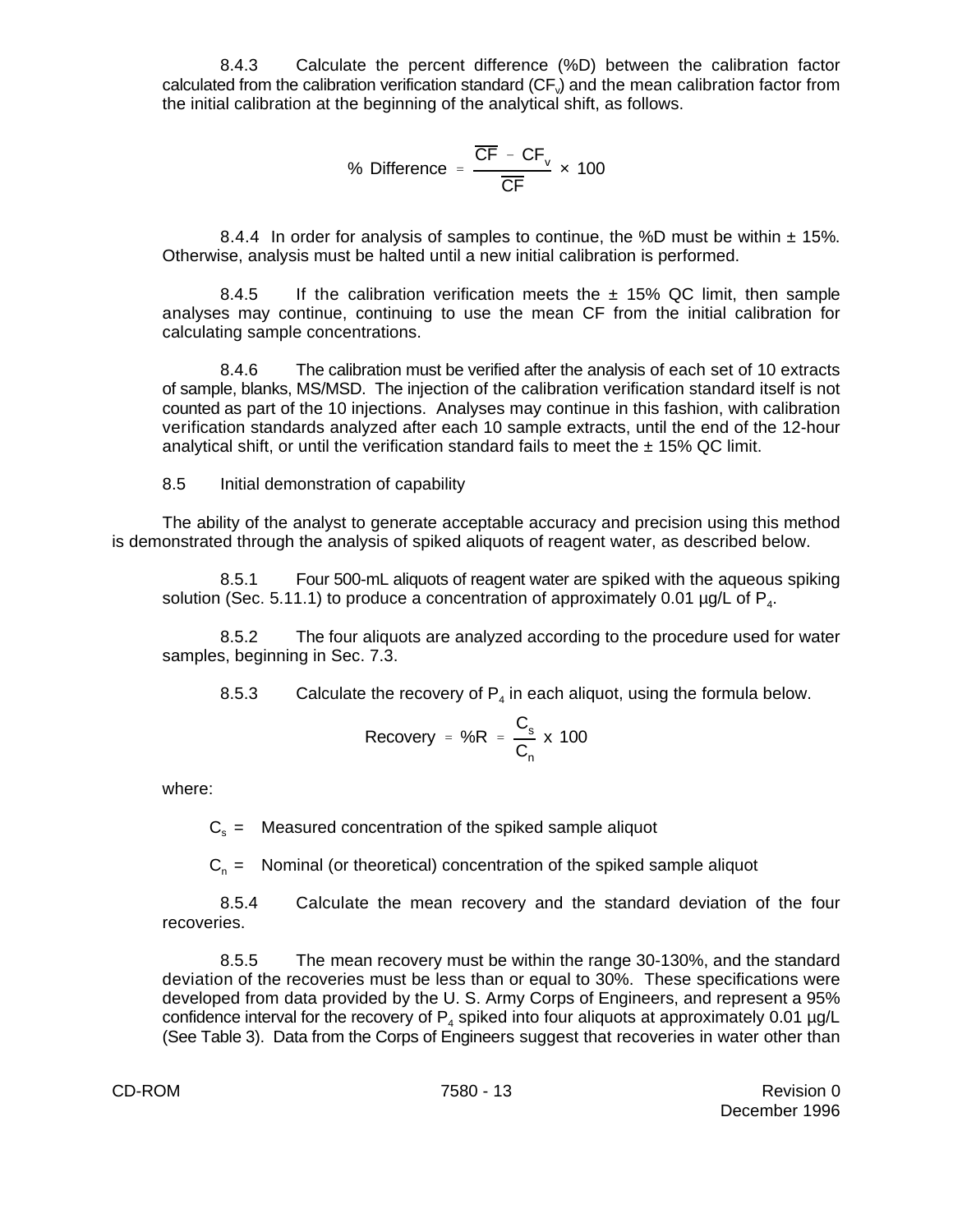8.4.3 Calculate the percent difference (%D) between the calibration factor calculated from the calibration verification standard ($CF_v$) and the mean calibration factor from the initial calibration at the beginning of the analytical shift, as follows.

$$\% \text{ Difference} = \frac{\overline{CF} - CF_v}{\overline{CF}} \times 100$$

8.4.4 In order for analysis of samples to continue, the %D must be within ± 15%. Otherwise, analysis must be halted until a new initial calibration is performed.

8.4.5 If the calibration verification meets the ± 15% QC limit, then sample analyses may continue, continuing to use the mean CF from the initial calibration for calculating sample concentrations.

8.4.6 The calibration must be verified after the analysis of each set of 10 extracts of sample, blanks, MS/MSD. The injection of the calibration verification standard itself is not counted as part of the 10 injections. Analyses may continue in this fashion, with calibration verification standards analyzed after each 10 sample extracts, until the end of the 12-hour analytical shift, or until the verification standard fails to meet the ± 15% QC limit.

8.5 Initial demonstration of capability

The ability of the analyst to generate acceptable accuracy and precision using this method is demonstrated through the analysis of spiked aliquots of reagent water, as described below.

8.5.1 Four 500-mL aliquots of reagent water are spiked with the aqueous spiking solution (Sec. 5.11.1) to produce a concentration of approximately 0.01 µg/L of $P_4$.

8.5.2 The four aliquots are analyzed according to the procedure used for water samples, beginning in Sec. 7.3.

8.5.3 Calculate the recovery of $P_4$ in each aliquot, using the formula below.

$$\text{Recovery} = \%R = \frac{C_s}{C_n} \times 100$$

where:

$C_s$ = Measured concentration of the spiked sample aliquot

$C_n$ = Nominal (or theoretical) concentration of the spiked sample aliquot

8.5.4 Calculate the mean recovery and the standard deviation of the four recoveries.

8.5.5 The mean recovery must be within the range 30-130%, and the standard deviation of the recoveries must be less than or equal to 30%. These specifications were developed from data provided by the U. S. Army Corps of Engineers, and represent a 95% confidence interval for the recovery of $P_4$ spiked into four aliquots at approximately 0.01 µg/L (See Table 3). Data from the Corps of Engineers suggest that recoveries in water other than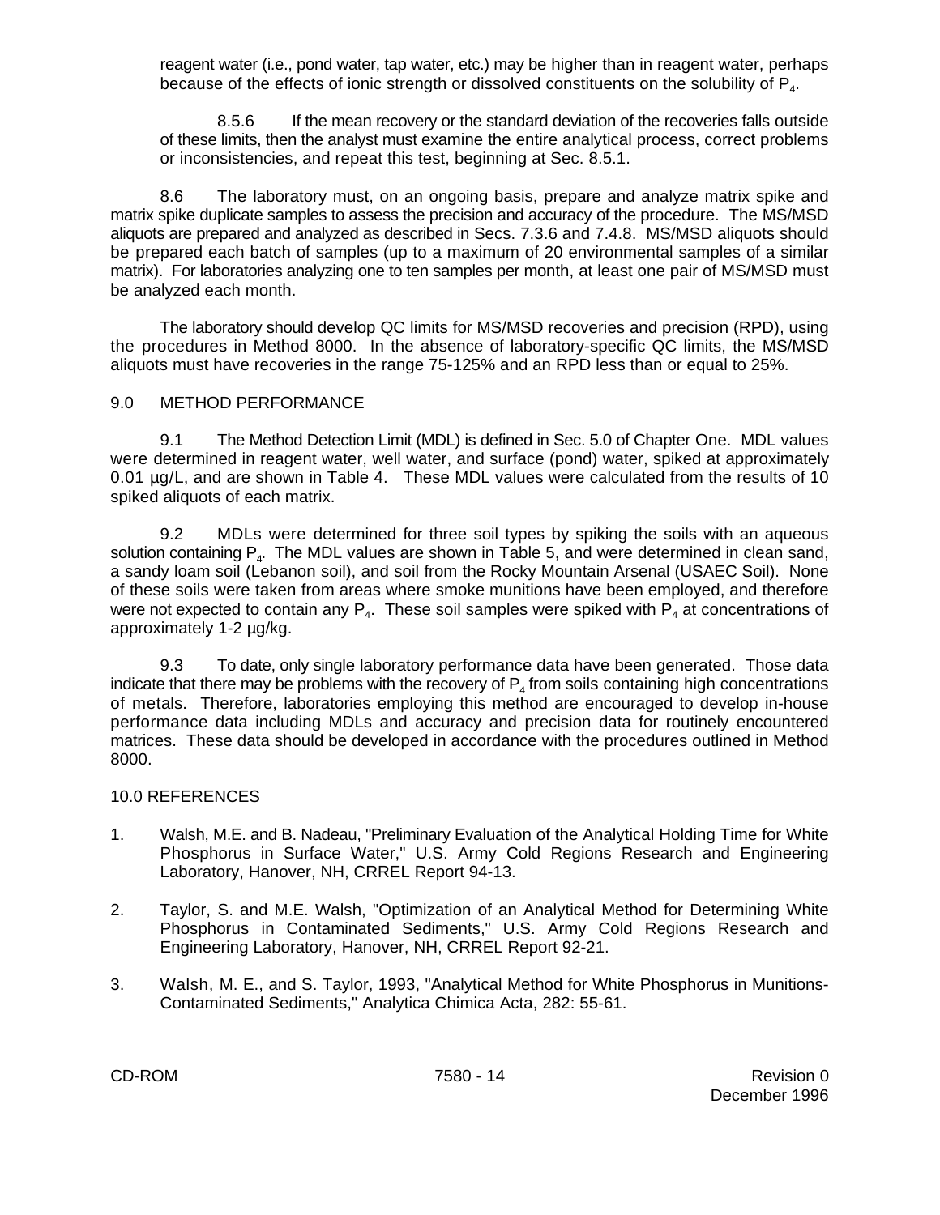reagent water (i.e., pond water, tap water, etc.) may be higher than in reagent water, perhaps because of the effects of ionic strength or dissolved constituents on the solubility of $P_4$.

8.5.6 If the mean recovery or the standard deviation of the recoveries falls outside of these limits, then the analyst must examine the entire analytical process, correct problems or inconsistencies, and repeat this test, beginning at Sec. 8.5.1.

8.6 The laboratory must, on an ongoing basis, prepare and analyze matrix spike and matrix spike duplicate samples to assess the precision and accuracy of the procedure. The MS/MSD aliquots are prepared and analyzed as described in Secs. 7.3.6 and 7.4.8. MS/MSD aliquots should be prepared each batch of samples (up to a maximum of 20 environmental samples of a similar matrix). For laboratories analyzing one to ten samples per month, at least one pair of MS/MSD must be analyzed each month.

The laboratory should develop QC limits for MS/MSD recoveries and precision (RPD), using the procedures in Method 8000. In the absence of laboratory-specific QC limits, the MS/MSD aliquots must have recoveries in the range 75-125% and an RPD less than or equal to 25%.

## 9.0 METHOD PERFORMANCE

9.1 The Method Detection Limit (MDL) is defined in Sec. 5.0 of Chapter One. MDL values were determined in reagent water, well water, and surface (pond) water, spiked at approximately 0.01 µg/L, and are shown in Table 4. These MDL values were calculated from the results of 10 spiked aliquots of each matrix.

9.2 MDLs were determined for three soil types by spiking the soils with an aqueous solution containing $P_4$. The MDL values are shown in Table 5, and were determined in clean sand, a sandy loam soil (Lebanon soil), and soil from the Rocky Mountain Arsenal (USAEC Soil). None of these soils were taken from areas where smoke munitions have been employed, and therefore were not expected to contain any $P_4$. These soil samples were spiked with $P_4$ at concentrations of approximately 1-2 µg/kg.

9.3 To date, only single laboratory performance data have been generated. Those data indicate that there may be problems with the recovery of $P_4$ from soils containing high concentrations of metals. Therefore, laboratories employing this method are encouraged to develop in-house performance data including MDLs and accuracy and precision data for routinely encountered matrices. These data should be developed in accordance with the procedures outlined in Method 8000.

## 10.0 REFERENCES

1. Walsh, M.E. and B. Nadeau, "Preliminary Evaluation of the Analytical Holding Time for White Phosphorus in Surface Water," U.S. Army Cold Regions Research and Engineering Laboratory, Hanover, NH, CRREL Report 94-13.

2. Taylor, S. and M.E. Walsh, "Optimization of an Analytical Method for Determining White Phosphorus in Contaminated Sediments," U.S. Army Cold Regions Research and Engineering Laboratory, Hanover, NH, CRREL Report 92-21.

3. Walsh, M. E., and S. Taylor, 1993, "Analytical Method for White Phosphorus in Munitions-Contaminated Sediments," Analytica Chimica Acta, 282: 55-61.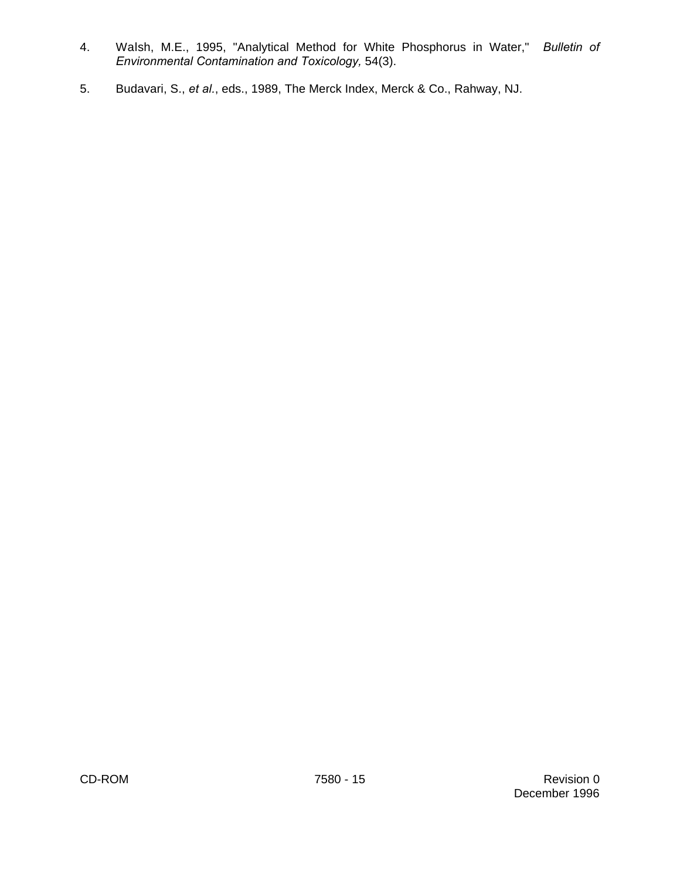4. Walsh, M.E., 1995, "Analytical Method for White Phosphorus in Water," *Bulletin of Environmental Contamination and Toxicology,* 54(3).

5. Budavari, S., *et al.*, eds., 1989, The Merck Index, Merck & Co., Rahway, NJ.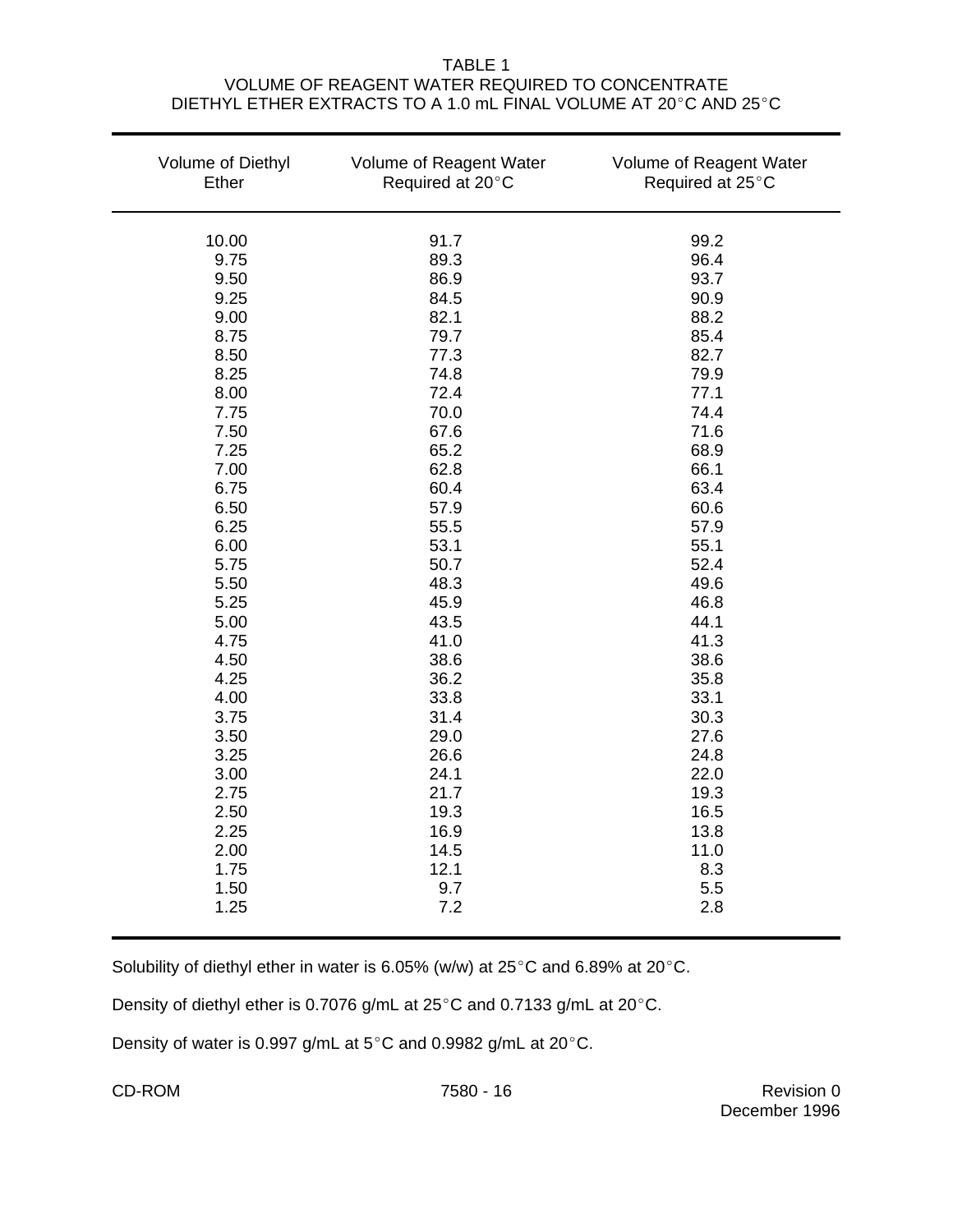# TABLE 1

## VOLUME OF REAGENT WATER REQUIRED TO CONCENTRATE DIETHYL ETHER EXTRACTS TO A 1.0 mL FINAL VOLUME AT 20°C AND 25°C

| Volume of Diethyl Ether | Volume of Reagent Water Required at 20°C | Volume of Reagent Water Required at 25°C |
|---|---|---|
| 10.00 | 91.7 | 99.2 |
| 9.75 | 89.3 | 96.4 |
| 9.50 | 86.9 | 93.7 |
| 9.25 | 84.5 | 90.9 |
| 9.00 | 82.1 | 88.2 |
| 8.75 | 79.7 | 85.4 |
| 8.50 | 77.3 | 82.7 |
| 8.25 | 74.8 | 79.9 |
| 8.00 | 72.4 | 77.1 |
| 7.75 | 70.0 | 74.4 |
| 7.50 | 67.6 | 71.6 |
| 7.25 | 65.2 | 68.9 |
| 7.00 | 62.8 | 66.1 |
| 6.75 | 60.4 | 63.4 |
| 6.50 | 57.9 | 60.6 |
| 6.25 | 55.5 | 57.9 |
| 6.00 | 53.1 | 55.1 |
| 5.75 | 50.7 | 52.4 |
| 5.50 | 48.3 | 49.6 |
| 5.25 | 45.9 | 46.8 |
| 5.00 | 43.5 | 44.1 |
| 4.75 | 41.0 | 41.3 |
| 4.50 | 38.6 | 38.6 |
| 4.25 | 36.2 | 35.8 |
| 4.00 | 33.8 | 33.1 |
| 3.75 | 31.4 | 30.3 |
| 3.50 | 29.0 | 27.6 |
| 3.25 | 26.6 | 24.8 |
| 3.00 | 24.1 | 22.0 |
| 2.75 | 21.7 | 19.3 |
| 2.50 | 19.3 | 16.5 |
| 2.25 | 16.9 | 13.8 |
| 2.00 | 14.5 | 11.0 |
| 1.75 | 12.1 | 8.3 |
| 1.50 | 9.7 | 5.5 |
| 1.25 | 7.2 | 2.8 |

Solubility of diethyl ether in water is 6.05% (w/w) at 25°C and 6.89% at 20°C.

Density of diethyl ether is 0.7076 g/mL at 25°C and 0.7133 g/mL at 20°C.

Density of water is 0.997 g/mL at 5°C and 0.9982 g/mL at 20°C.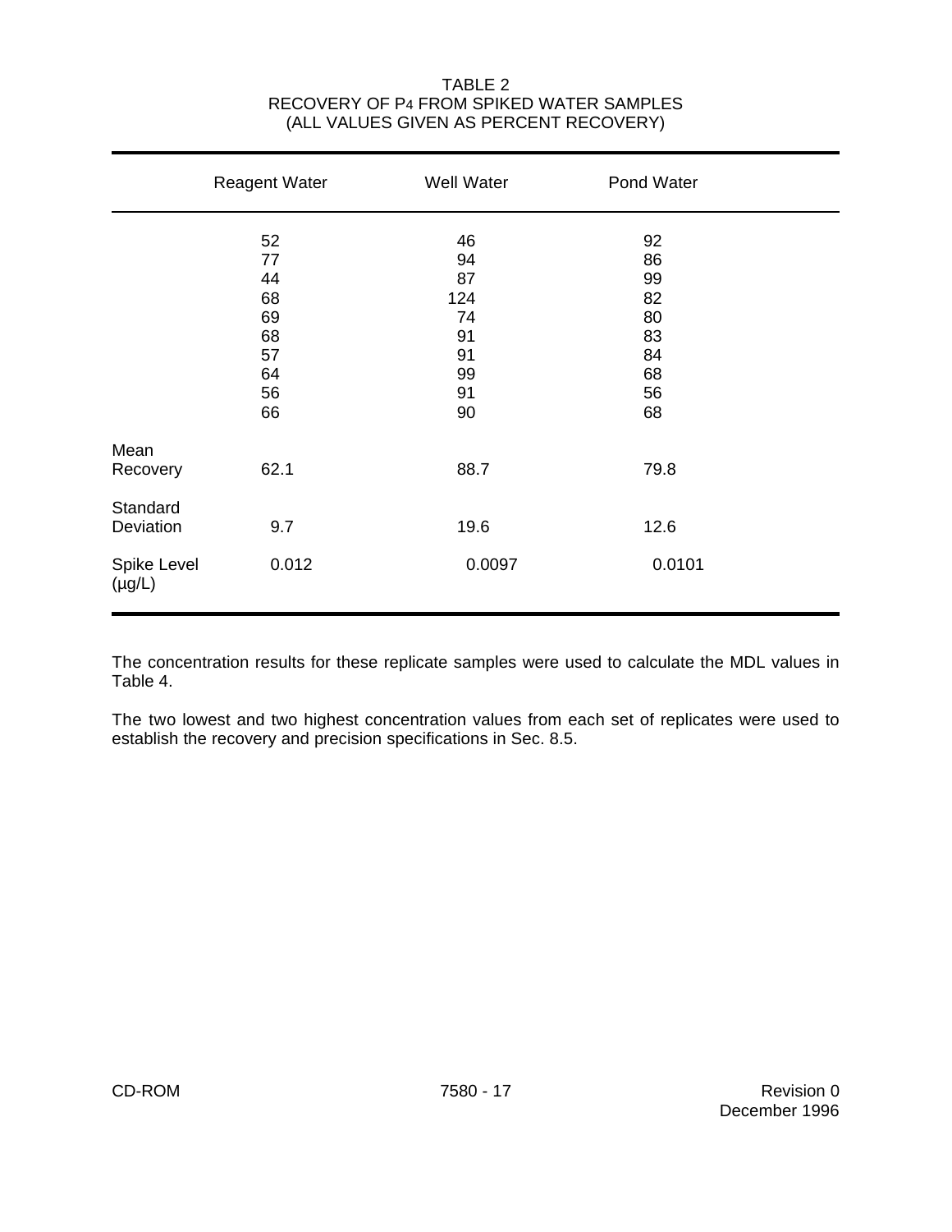TABLE 2
RECOVERY OF $P_4$ FROM SPIKED WATER SAMPLES
(ALL VALUES GIVEN AS PERCENT RECOVERY)

| | Reagent Water | Well Water | Pond Water |
|---|---|---|---|
| | 52 | 46 | 92 |
| | 77 | 94 | 86 |
| | 44 | 87 | 99 |
| | 68 | 124 | 82 |
| | 69 | 74 | 80 |
| | 68 | 91 | 83 |
| | 57 | 91 | 84 |
| | 64 | 99 | 68 |
| | 56 | 91 | 56 |
| | 66 | 90 | 68 |
| Mean Recovery | 62.1 | 88.7 | 79.8 |
| Standard Deviation | 9.7 | 19.6 | 12.6 |
| Spike Level (µg/L) | 0.012 | 0.0097 | 0.0101 |

The concentration results for these replicate samples were used to calculate the MDL values in Table 4.

The two lowest and two highest concentration values from each set of replicates were used to establish the recovery and precision specifications in Sec. 8.5.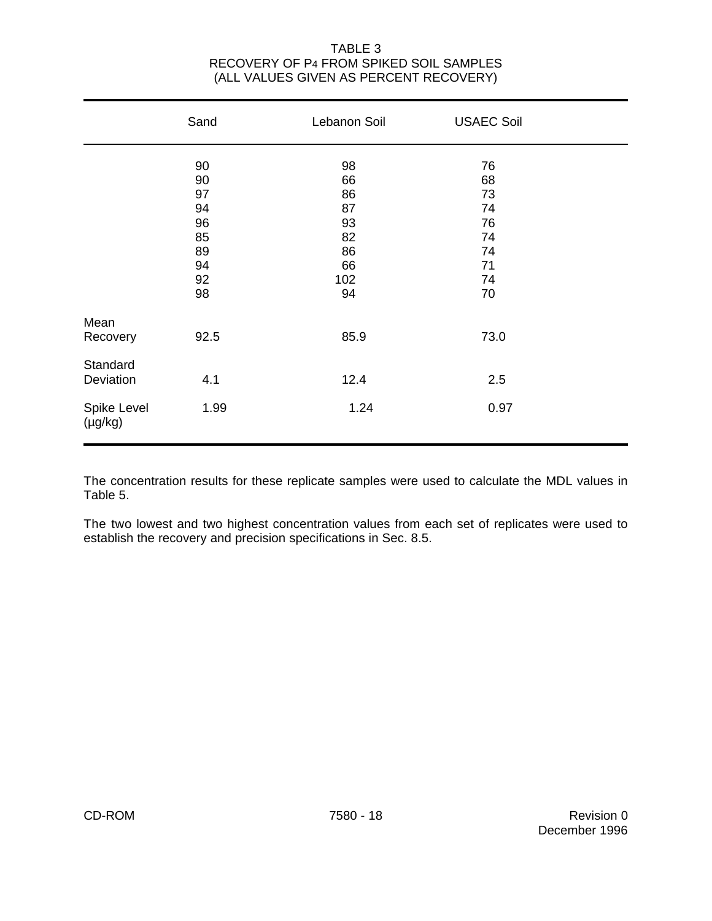TABLE 3
RECOVERY OF $P_4$ FROM SPIKED SOIL SAMPLES
(ALL VALUES GIVEN AS PERCENT RECOVERY)

| | Sand | Lebanon Soil | USAEC Soil |
|---|---|---|---|
| | 90 | 98 | 76 |
| | 90 | 66 | 68 |
| | 97 | 86 | 73 |
| | 94 | 87 | 74 |
| | 96 | 93 | 76 |
| | 85 | 82 | 74 |
| | 89 | 86 | 74 |
| | 94 | 66 | 71 |
| | 92 | 102 | 74 |
| | 98 | 94 | 70 |
| Mean Recovery | 92.5 | 85.9 | 73.0 |
| Standard Deviation | 4.1 | 12.4 | 2.5 |
| Spike Level (µg/kg) | 1.99 | 1.24 | 0.97 |

The concentration results for these replicate samples were used to calculate the MDL values in Table 5.

The two lowest and two highest concentration values from each set of replicates were used to establish the recovery and precision specifications in Sec. 8.5.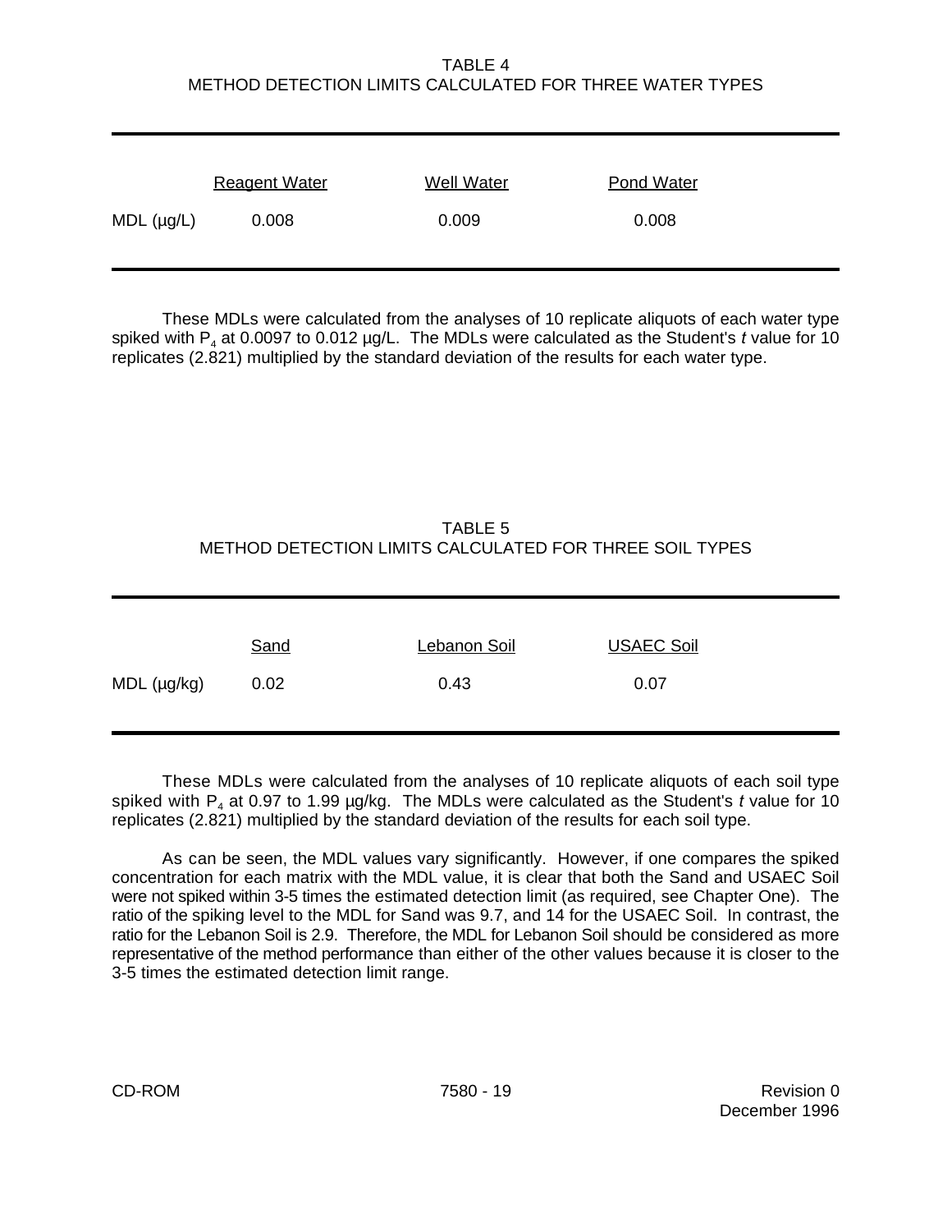TABLE 4
METHOD DETECTION LIMITS CALCULATED FOR THREE WATER TYPES

| | Reagent Water | Well Water | Pond Water |
|---|---|---|---|
| MDL (µg/L) | 0.008 | 0.009 | 0.008 |

These MDLs were calculated from the analyses of 10 replicate aliquots of each water type spiked with $P_4$ at 0.0097 to 0.012 µg/L. The MDLs were calculated as the Student's *t* value for 10 replicates (2.821) multiplied by the standard deviation of the results for each water type.

TABLE 5
METHOD DETECTION LIMITS CALCULATED FOR THREE SOIL TYPES

| | Sand | Lebanon Soil | USAEC Soil |
|---|---|---|---|
| MDL (µg/kg) | 0.02 | 0.43 | 0.07 |

These MDLs were calculated from the analyses of 10 replicate aliquots of each soil type spiked with $P_4$ at 0.97 to 1.99 µg/kg. The MDLs were calculated as the Student's *t* value for 10 replicates (2.821) multiplied by the standard deviation of the results for each soil type.

As can be seen, the MDL values vary significantly. However, if one compares the spiked concentration for each matrix with the MDL value, it is clear that both the Sand and USAEC Soil were not spiked within 3-5 times the estimated detection limit (as required, see Chapter One). The ratio of the spiking level to the MDL for Sand was 9.7, and 14 for the USAEC Soil. In contrast, the ratio for the Lebanon Soil is 2.9. Therefore, the MDL for Lebanon Soil should be considered as more representative of the method performance than either of the other values because it is closer to the 3-5 times the estimated detection limit range.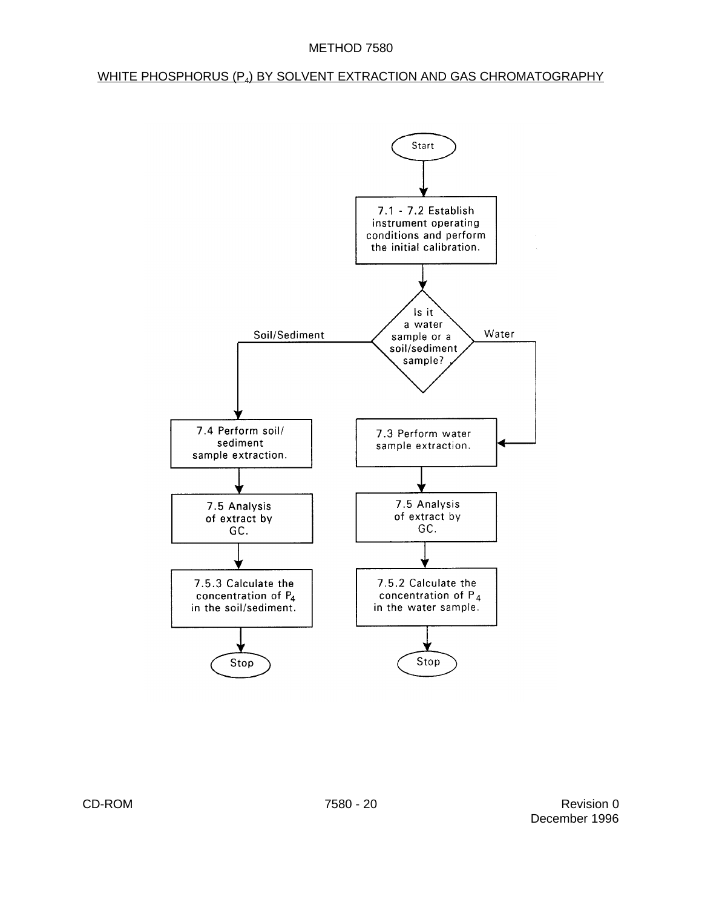METHOD 7580

WHITE PHOSPHORUS ($P_4$) BY SOLVENT EXTRACTION AND GAS CHROMATOGRAPHY

Start

7.1 - 7.2 Establish instrument operating conditions and perform the initial calibration.

Is it a water sample or a soil/sediment sample?

Soil/Sediment

Water

7.4 Perform soil/ sediment sample extraction.

7.3 Perform water sample extraction.

7.5 Analysis of extract by GC.

7.5 Analysis of extract by GC.

7.5.3 Calculate the concentration of $P_4$ in the soil/sediment.

7.5.2 Calculate the concentration of $P_4$ in the water sample.

Stop

Stop